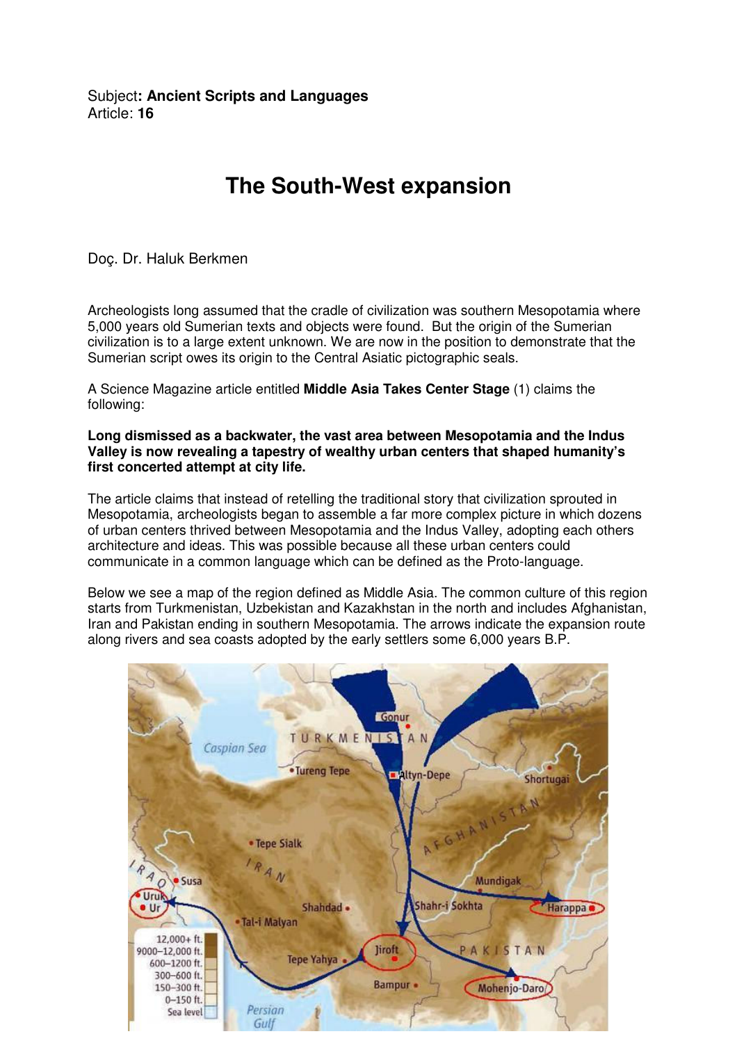Subject**: Ancient Scripts and Languages**
Article: **16**

# The South-West expansion

Doç. Dr. Haluk Berkmen

Archeologists long assumed that the cradle of civilization was southern Mesopotamia where 5,000 years old Sumerian texts and objects were found. But the origin of the Sumerian civilization is to a large extent unknown. We are now in the position to demonstrate that the Sumerian script owes its origin to the Central Asiatic pictographic seals.

A Science Magazine article entitled **Middle Asia Takes Center Stage** (1) claims the following:

**Long dismissed as a backwater, the vast area between Mesopotamia and the Indus Valley is now revealing a tapestry of wealthy urban centers that shaped humanity's first concerted attempt at city life.**

The article claims that instead of retelling the traditional story that civilization sprouted in Mesopotamia, archeologists began to assemble a far more complex picture in which dozens of urban centers thrived between Mesopotamia and the Indus Valley, adopting each others architecture and ideas. This was possible because all these urban centers could communicate in a common language which can be defined as the Proto-language.

Below we see a map of the region defined as Middle Asia. The common culture of this region starts from Turkmenistan, Uzbekistan and Kazakhstan in the north and includes Afghanistan, Iran and Pakistan ending in southern Mesopotamia. The arrows indicate the expansion route along rivers and sea coasts adopted by the early settlers some 6,000 years B.P.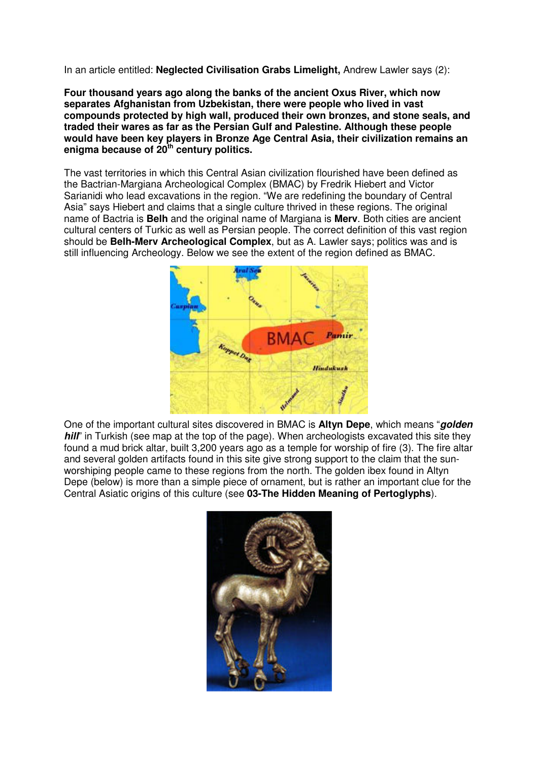In an article entitled: **Neglected Civilisation Grabs Limelight,** Andrew Lawler says (2):

**Four thousand years ago along the banks of the ancient Oxus River, which now separates Afghanistan from Uzbekistan, there were people who lived in vast compounds protected by high wall, produced their own bronzes, and stone seals, and traded their wares as far as the Persian Gulf and Palestine. Although these people would have been key players in Bronze Age Central Asia, their civilization remains an enigma because of 20th century politics.**

The vast territories in which this Central Asian civilization flourished have been defined as the Bactrian-Margiana Archeological Complex (BMAC) by Fredrik Hiebert and Victor Sarianidi who lead excavations in the region. "We are redefining the boundary of Central Asia" says Hiebert and claims that a single culture thrived in these regions. The original name of Bactria is **Belh** and the original name of Margiana is **Merv**. Both cities are ancient cultural centers of Turkic as well as Persian people. The correct definition of this vast region should be **Belh-Merv Archeological Complex**, but as A. Lawler says; politics was and is still influencing Archeology. Below we see the extent of the region defined as BMAC.

One of the important cultural sites discovered in BMAC is **Altyn Depe**, which means "***golden hill***" in Turkish (see map at the top of the page). When archeologists excavated this site they found a mud brick altar, built 3,200 years ago as a temple for worship of fire (3). The fire altar and several golden artifacts found in this site give strong support to the claim that the sun-worshiping people came to these regions from the north. The golden ibex found in Altyn Depe (below) is more than a simple piece of ornament, but is rather an important clue for the Central Asiatic origins of this culture (see **03-The Hidden Meaning of Pertoglyphs**).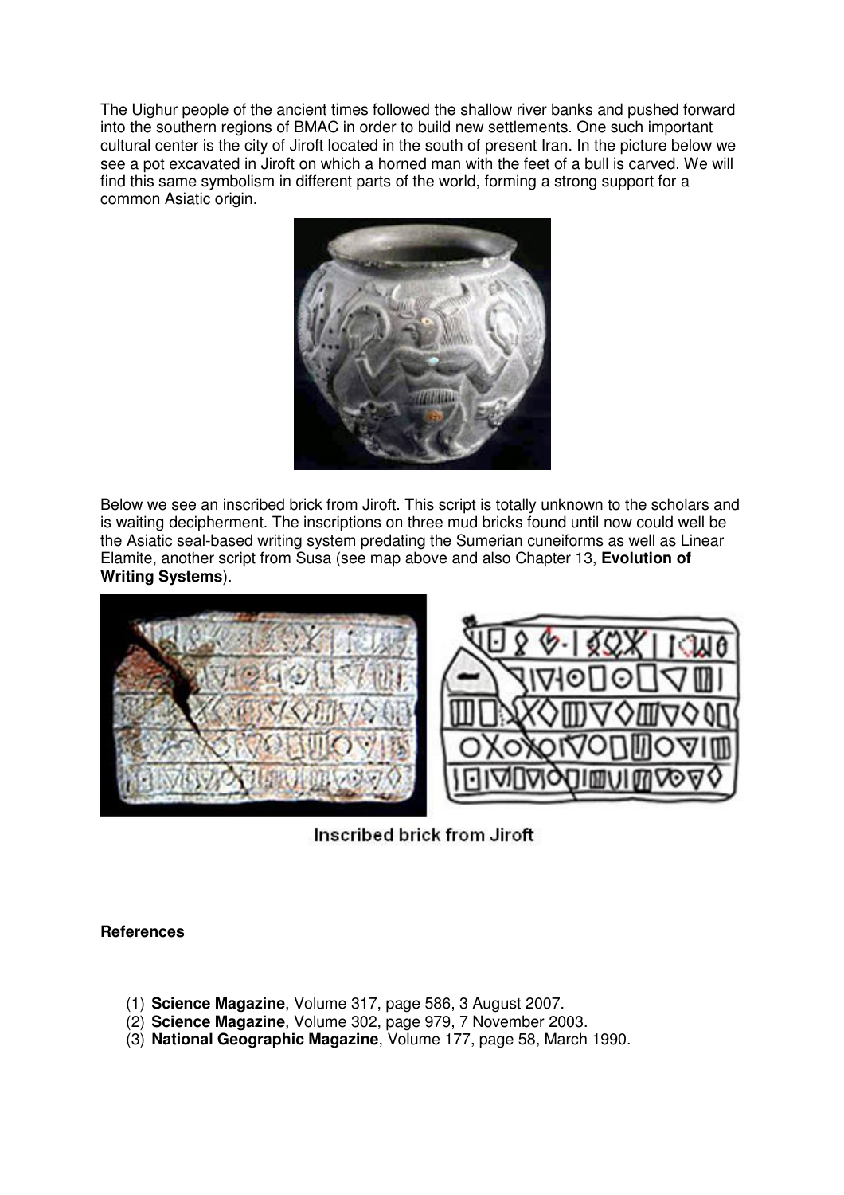The Uighur people of the ancient times followed the shallow river banks and pushed forward into the southern regions of BMAC in order to build new settlements. One such important cultural center is the city of Jiroft located in the south of present Iran. In the picture below we see a pot excavated in Jiroft on which a horned man with the feet of a bull is carved. We will find this same symbolism in different parts of the world, forming a strong support for a common Asiatic origin.

Below we see an inscribed brick from Jiroft. This script is totally unknown to the scholars and is waiting decipherment. The inscriptions on three mud bricks found until now could well be the Asiatic seal-based writing system predating the Sumerian cuneiforms as well as Linear Elamite, another script from Susa (see map above and also Chapter 13, **Evolution of Writing Systems**).

Inscribed brick from Jiroft

**References**

1. **Science Magazine**, Volume 317, page 586, 3 August 2007.
2. **Science Magazine**, Volume 302, page 979, 7 November 2003.
3. **National Geographic Magazine**, Volume 177, page 58, March 1990.